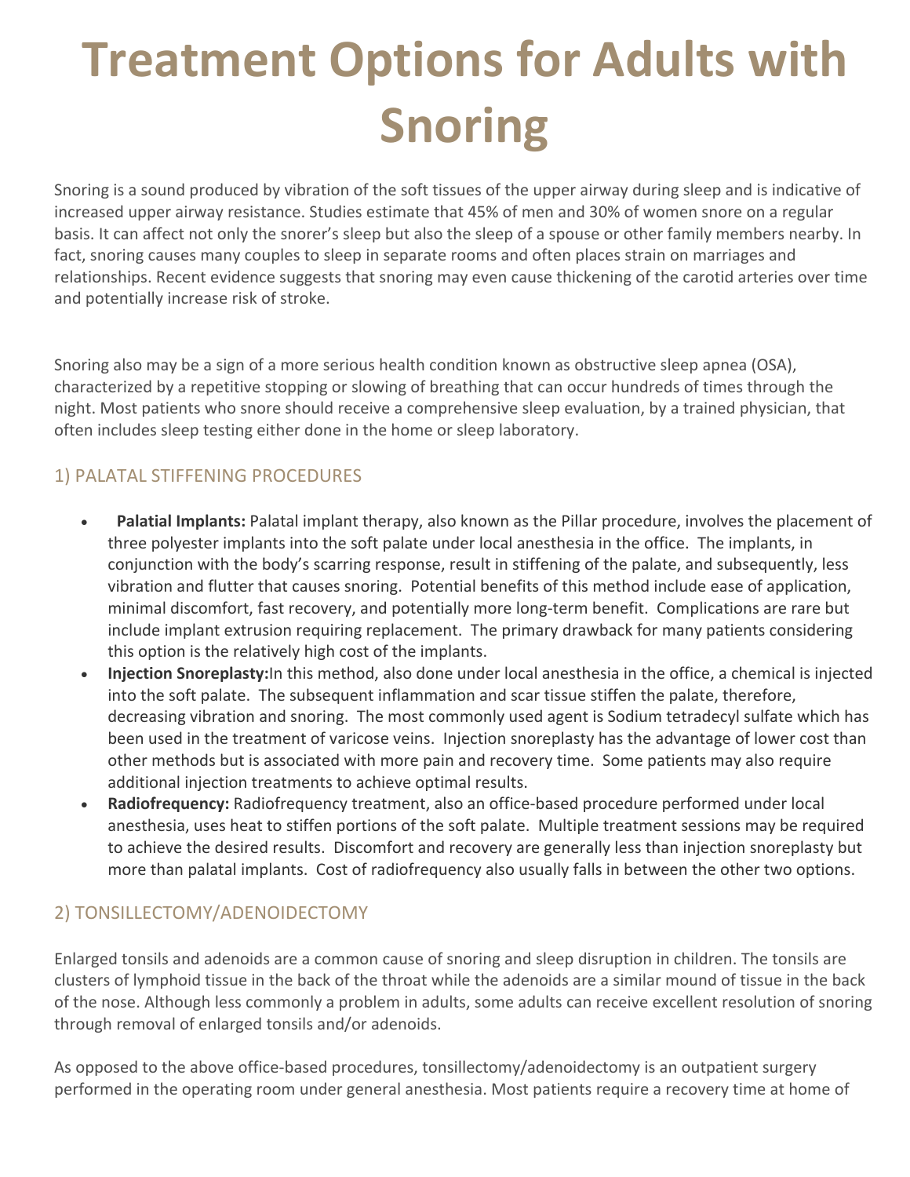# Treatment Options for Adults with Snoring

Snoring is a sound produced by vibration of the soft tissues of the upper airway during sleep and is indicative of increased upper airway resistance. Studies estimate that 45% of men and 30% of women snore on a regular basis. It can affect not only the snorer's sleep but also the sleep of a spouse or other family members nearby. In fact, snoring causes many couples to sleep in separate rooms and often places strain on marriages and relationships. Recent evidence suggests that snoring may even cause thickening of the carotid arteries over time and potentially increase risk of stroke.

Snoring also may be a sign of a more serious health condition known as obstructive sleep apnea (OSA), characterized by a repetitive stopping or slowing of breathing that can occur hundreds of times through the night. Most patients who snore should receive a comprehensive sleep evaluation, by a trained physician, that often includes sleep testing either done in the home or sleep laboratory.

## 1) PALATAL STIFFENING PROCEDURES

- **Palatial Implants:** Palatal implant therapy, also known as the Pillar procedure, involves the placement of three polyester implants into the soft palate under local anesthesia in the office. The implants, in conjunction with the body's scarring response, result in stiffening of the palate, and subsequently, less vibration and flutter that causes snoring. Potential benefits of this method include ease of application, minimal discomfort, fast recovery, and potentially more long-term benefit. Complications are rare but include implant extrusion requiring replacement. The primary drawback for many patients considering this option is the relatively high cost of the implants.
- **Injection Snoreplasty:** In this method, also done under local anesthesia in the office, a chemical is injected into the soft palate. The subsequent inflammation and scar tissue stiffen the palate, therefore, decreasing vibration and snoring. The most commonly used agent is Sodium tetradecyl sulfate which has been used in the treatment of varicose veins. Injection snoreplasty has the advantage of lower cost than other methods but is associated with more pain and recovery time. Some patients may also require additional injection treatments to achieve optimal results.
- **Radiofrequency:** Radiofrequency treatment, also an office-based procedure performed under local anesthesia, uses heat to stiffen portions of the soft palate. Multiple treatment sessions may be required to achieve the desired results. Discomfort and recovery are generally less than injection snoreplasty but more than palatal implants. Cost of radiofrequency also usually falls in between the other two options.

## 2) TONSILLECTOMY/ADENOIDECTOMY

Enlarged tonsils and adenoids are a common cause of snoring and sleep disruption in children. The tonsils are clusters of lymphoid tissue in the back of the throat while the adenoids are a similar mound of tissue in the back of the nose. Although less commonly a problem in adults, some adults can receive excellent resolution of snoring through removal of enlarged tonsils and/or adenoids.

As opposed to the above office-based procedures, tonsillectomy/adenoidectomy is an outpatient surgery performed in the operating room under general anesthesia. Most patients require a recovery time at home of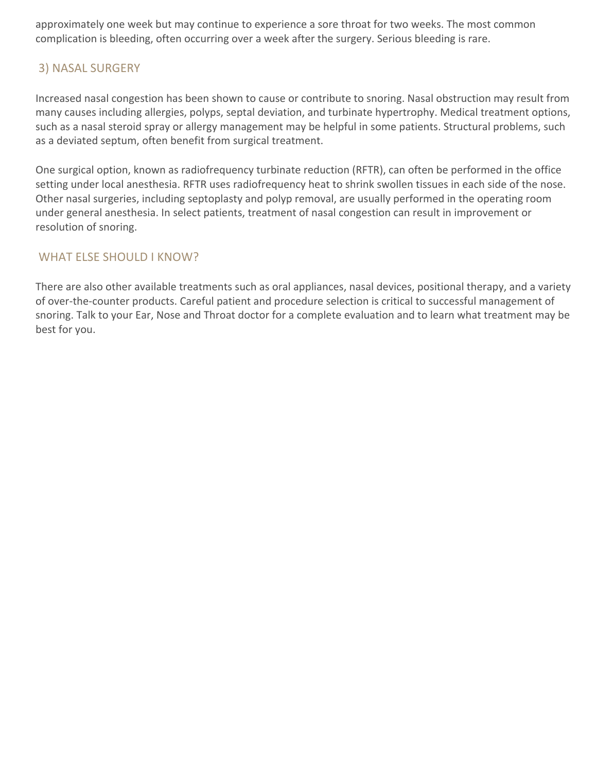approximately one week but may continue to experience a sore throat for two weeks. The most common complication is bleeding, often occurring over a week after the surgery. Serious bleeding is rare.

## 3) NASAL SURGERY

Increased nasal congestion has been shown to cause or contribute to snoring. Nasal obstruction may result from many causes including allergies, polyps, septal deviation, and turbinate hypertrophy. Medical treatment options, such as a nasal steroid spray or allergy management may be helpful in some patients. Structural problems, such as a deviated septum, often benefit from surgical treatment.

One surgical option, known as radiofrequency turbinate reduction (RFTR), can often be performed in the office setting under local anesthesia. RFTR uses radiofrequency heat to shrink swollen tissues in each side of the nose. Other nasal surgeries, including septoplasty and polyp removal, are usually performed in the operating room under general anesthesia. In select patients, treatment of nasal congestion can result in improvement or resolution of snoring.

## WHAT ELSE SHOULD I KNOW?

There are also other available treatments such as oral appliances, nasal devices, positional therapy, and a variety of over-the-counter products. Careful patient and procedure selection is critical to successful management of snoring. Talk to your Ear, Nose and Throat doctor for a complete evaluation and to learn what treatment may be best for you.